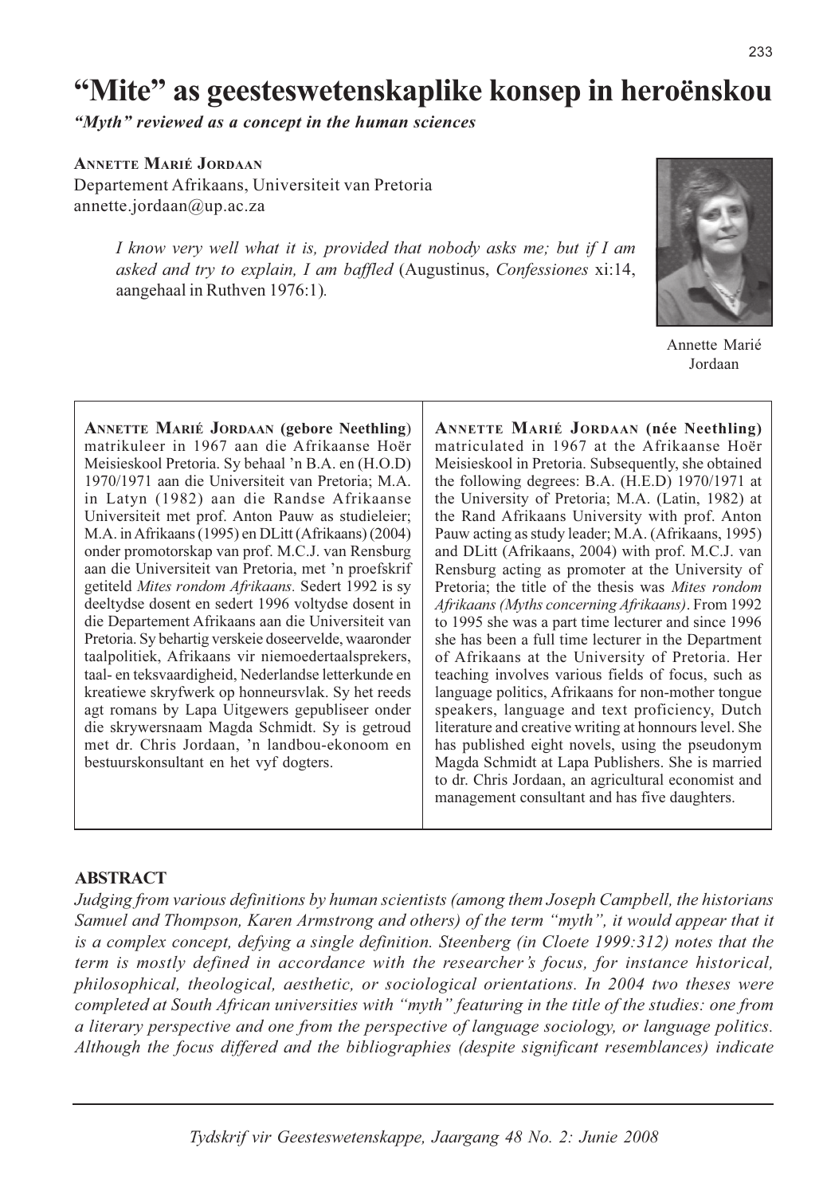# “Mite” as geesteswetenskaplike konsep in heroënskou

*“Myth” reviewed as a concept in the human sciences*

**Annette Marié Jordaan**

Departement Afrikaans, Universiteit van Pretoria

annette.jordaan@up.ac.za

> *I know very well what it is, provided that nobody asks me; but if I am asked and try to explain, I am baffled* (Augustinus, *Confessiones* xi:14, aangehaal in Ruthven 1976:1).

Annette Marié Jordaan

**Annette Marié Jordaan (gebore Neethling)** matrikuleer in 1967 aan die Afrikaanse Hoër Meisieskool Pretoria. Sy behaal ’n B.A. en (H.O.D) 1970/1971 aan die Universiteit van Pretoria; M.A. in Latyn (1982) aan die Randse Afrikaanse Universiteit met prof. Anton Pauw as studieleier; M.A. in Afrikaans (1995) en DLitt (Afrikaans) (2004) onder promotorskap van prof. M.C.J. van Rensburg aan die Universiteit van Pretoria, met ’n proefskrif getiteld *Mites rondom Afrikaans.* Sedert 1992 is sy deeltydse dosent en sedert 1996 voltydse dosent in die Departement Afrikaans aan die Universiteit van Pretoria. Sy behartig verskeie doseervelde, waaronder taalpolitiek, Afrikaans vir niemoedertaalsprekers, taal- en teksvaardigheid, Nederlandse letterkunde en kreatiewe skryfwerk op honneursvlak. Sy het reeds agt romans by Lapa Uitgewers gepubliseer onder die skrywersnaam Magda Schmidt. Sy is getroud met dr. Chris Jordaan, ’n landbou-ekonoom en bestuurskonsultant en het vyf dogters.

**Annette Marié Jordaan (née Neethling)** matriculated in 1967 at the Afrikaanse Hoër Meisieskool in Pretoria. Subsequently, she obtained the following degrees: B.A. (H.E.D) 1970/1971 at the University of Pretoria; M.A. (Latin, 1982) at the Rand Afrikaans University with prof. Anton Pauw acting as study leader; M.A. (Afrikaans, 1995) and DLitt (Afrikaans, 2004) with prof. M.C.J. van Rensburg acting as promoter at the University of Pretoria; the title of the thesis was *Mites rondom Afrikaans (Myths concerning Afrikaans)*. From 1992 to 1995 she was a part time lecturer and since 1996 she has been a full time lecturer in the Department of Afrikaans at the University of Pretoria. Her teaching involves various fields of focus, such as language politics, Afrikaans for non-mother tongue speakers, language and text proficiency, Dutch literature and creative writing at honnours level. She has published eight novels, using the pseudonym Magda Schmidt at Lapa Publishers. She is married to dr. Chris Jordaan, an agricultural economist and management consultant and has five daughters.

## ABSTRACT

*Judging from various definitions by human scientists (among them Joseph Campbell, the historians Samuel and Thompson, Karen Armstrong and others) of the term “myth”, it would appear that it is a complex concept, defying a single definition. Steenberg (in Cloete 1999:312) notes that the term is mostly defined in accordance with the researcher’s focus, for instance historical, philosophical, theological, aesthetic, or sociological orientations. In 2004 two theses were completed at South African universities with “myth” featuring in the title of the studies: one from a literary perspective and one from the perspective of language sociology, or language politics. Although the focus differed and the bibliographies (despite significant resemblances) indicate*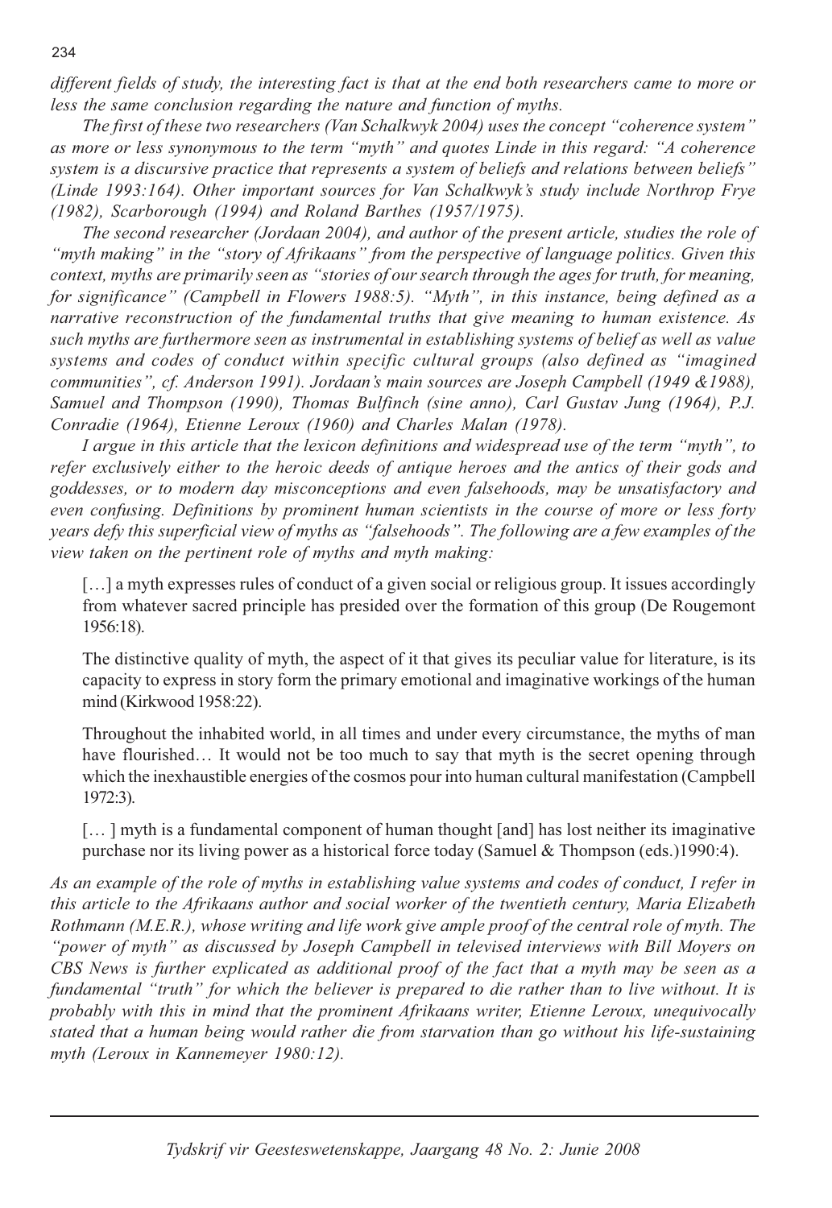*different fields of study, the interesting fact is that at the end both researchers came to more or less the same conclusion regarding the nature and function of myths.*

*The first of these two researchers (Van Schalkwyk 2004) uses the concept "coherence system" as more or less synonymous to the term "myth" and quotes Linde in this regard: "A coherence system is a discursive practice that represents a system of beliefs and relations between beliefs" (Linde 1993:164). Other important sources for Van Schalkwyk's study include Northrop Frye (1982), Scarborough (1994) and Roland Barthes (1957/1975).*

*The second researcher (Jordaan 2004), and author of the present article, studies the role of "myth making" in the "story of Afrikaans" from the perspective of language politics. Given this context, myths are primarily seen as "stories of our search through the ages for truth, for meaning, for significance" (Campbell in Flowers 1988:5). "Myth", in this instance, being defined as a narrative reconstruction of the fundamental truths that give meaning to human existence. As such myths are furthermore seen as instrumental in establishing systems of belief as well as value systems and codes of conduct within specific cultural groups (also defined as "imagined communities", cf. Anderson 1991). Jordaan's main sources are Joseph Campbell (1949 &1988), Samuel and Thompson (1990), Thomas Bulfinch (sine anno), Carl Gustav Jung (1964), P.J. Conradie (1964), Etienne Leroux (1960) and Charles Malan (1978).*

*I argue in this article that the lexicon definitions and widespread use of the term "myth", to refer exclusively either to the heroic deeds of antique heroes and the antics of their gods and goddesses, or to modern day misconceptions and even falsehoods, may be unsatisfactory and even confusing. Definitions by prominent human scientists in the course of more or less forty years defy this superficial view of myths as "falsehoods". The following are a few examples of the view taken on the pertinent role of myths and myth making:*

> […] a myth expresses rules of conduct of a given social or religious group. It issues accordingly from whatever sacred principle has presided over the formation of this group (De Rougemont 1956:18).

> The distinctive quality of myth, the aspect of it that gives its peculiar value for literature, is its capacity to express in story form the primary emotional and imaginative workings of the human mind (Kirkwood 1958:22).

> Throughout the inhabited world, in all times and under every circumstance, the myths of man have flourished… It would not be too much to say that myth is the secret opening through which the inexhaustible energies of the cosmos pour into human cultural manifestation (Campbell 1972:3).

> [… ] myth is a fundamental component of human thought [and] has lost neither its imaginative purchase nor its living power as a historical force today (Samuel & Thompson (eds.)1990:4).

*As an example of the role of myths in establishing value systems and codes of conduct, I refer in this article to the Afrikaans author and social worker of the twentieth century, Maria Elizabeth Rothmann (M.E.R.), whose writing and life work give ample proof of the central role of myth. The "power of myth" as discussed by Joseph Campbell in televised interviews with Bill Moyers on CBS News is further explicated as additional proof of the fact that a myth may be seen as a fundamental "truth" for which the believer is prepared to die rather than to live without. It is probably with this in mind that the prominent Afrikaans writer, Etienne Leroux, unequivocally stated that a human being would rather die from starvation than go without his life-sustaining myth (Leroux in Kannemeyer 1980:12).*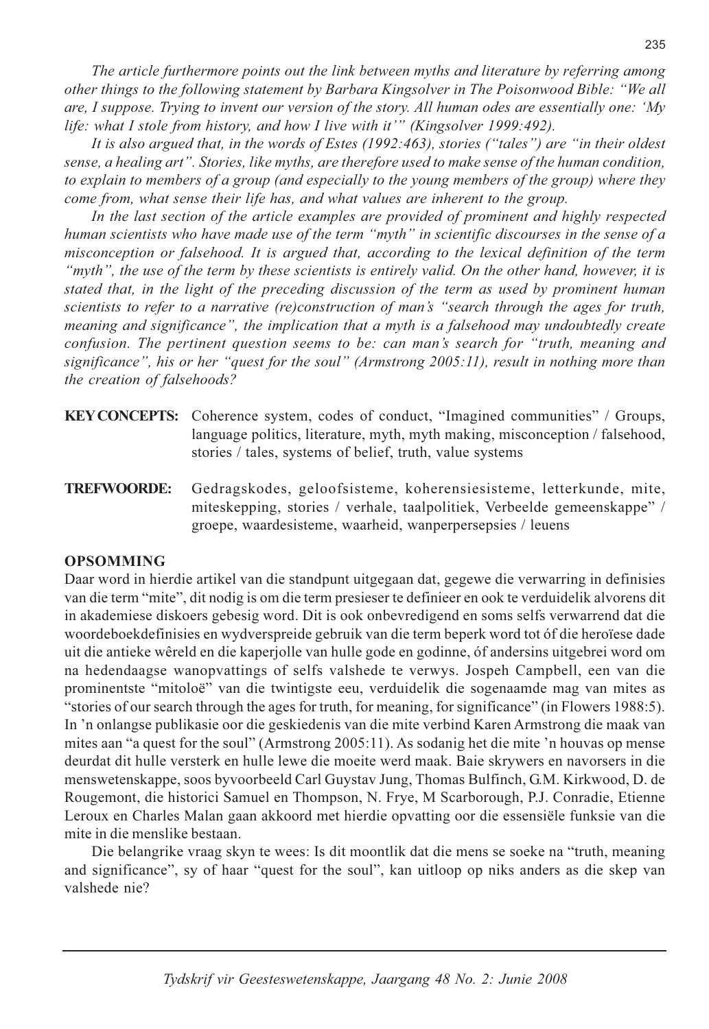*The article furthermore points out the link between myths and literature by referring among other things to the following statement by Barbara Kingsolver in The Poisonwood Bible: "We all are, I suppose. Trying to invent our version of the story. All human odes are essentially one: 'My life: what I stole from history, and how I live with it'" (Kingsolver 1999:492).*

*It is also argued that, in the words of Estes (1992:463), stories ("tales") are "in their oldest sense, a healing art". Stories, like myths, are therefore used to make sense of the human condition, to explain to members of a group (and especially to the young members of the group) where they come from, what sense their life has, and what values are inherent to the group.*

*In the last section of the article examples are provided of prominent and highly respected human scientists who have made use of the term "myth" in scientific discourses in the sense of a misconception or falsehood. It is argued that, according to the lexical definition of the term "myth", the use of the term by these scientists is entirely valid. On the other hand, however, it is stated that, in the light of the preceding discussion of the term as used by prominent human scientists to refer to a narrative (re)construction of man's "search through the ages for truth, meaning and significance", the implication that a myth is a falsehood may undoubtedly create confusion. The pertinent question seems to be: can man's search for "truth, meaning and significance", his or her "quest for the soul" (Armstrong 2005:11), result in nothing more than the creation of falsehoods?*

**KEY CONCEPTS:** Coherence system, codes of conduct, "Imagined communities" / Groups, language politics, literature, myth, myth making, misconception / falsehood, stories / tales, systems of belief, truth, value systems

**TREFWOORDE:** Gedragskodes, geloofsisteme, koherensiesisteme, letterkunde, mite, miteskepping, stories / verhale, taalpolitiek, Verbeelde gemeenskappe" / groepe, waardesisteme, waarheid, wanperpersepsies / leuens

## OPSOMMING

Daar word in hierdie artikel van die standpunt uitgegaan dat, gegewe die verwarring in definisies van die term "mite", dit nodig is om die term presieser te definieer en ook te verduidelik alvorens dit in akademiese diskoers gebesig word. Dit is ook onbevredigend en soms selfs verwarrend dat die woordeboekdefinisies en wydverspreide gebruik van die term beperk word tot óf die heroïese dade uit die antieke wêreld en die kaperjolle van hulle gode en godinne, óf andersins uitgebrei word om na hedendaagse wanopvattings of selfs valshede te verwys. Jospeh Campbell, een van die prominentste "mitoloë" van die twintigste eeu, verduidelik die sogenaamde mag van mites as "stories of our search through the ages for truth, for meaning, for significance" (in Flowers 1988:5). In 'n onlangse publikasie oor die geskiedenis van die mite verbind Karen Armstrong die maak van mites aan "a quest for the soul" (Armstrong 2005:11). As sodanig het die mite 'n houvas op mense deurdat dit hulle versterk en hulle lewe die moeite werd maak. Baie skrywers en navorsers in die menswetenskappe, soos byvoorbeeld Carl Guystav Jung, Thomas Bulfinch, G.M. Kirkwood, D. de Rougemont, die historici Samuel en Thompson, N. Frye, M Scarborough, P.J. Conradie, Etienne Leroux en Charles Malan gaan akkoord met hierdie opvatting oor die essensiële funksie van die mite in die menslike bestaan.

Die belangrike vraag skyn te wees: Is dit moontlik dat die mens se soeke na "truth, meaning and significance", sy of haar "quest for the soul", kan uitloop op niks anders as die skep van valshede nie?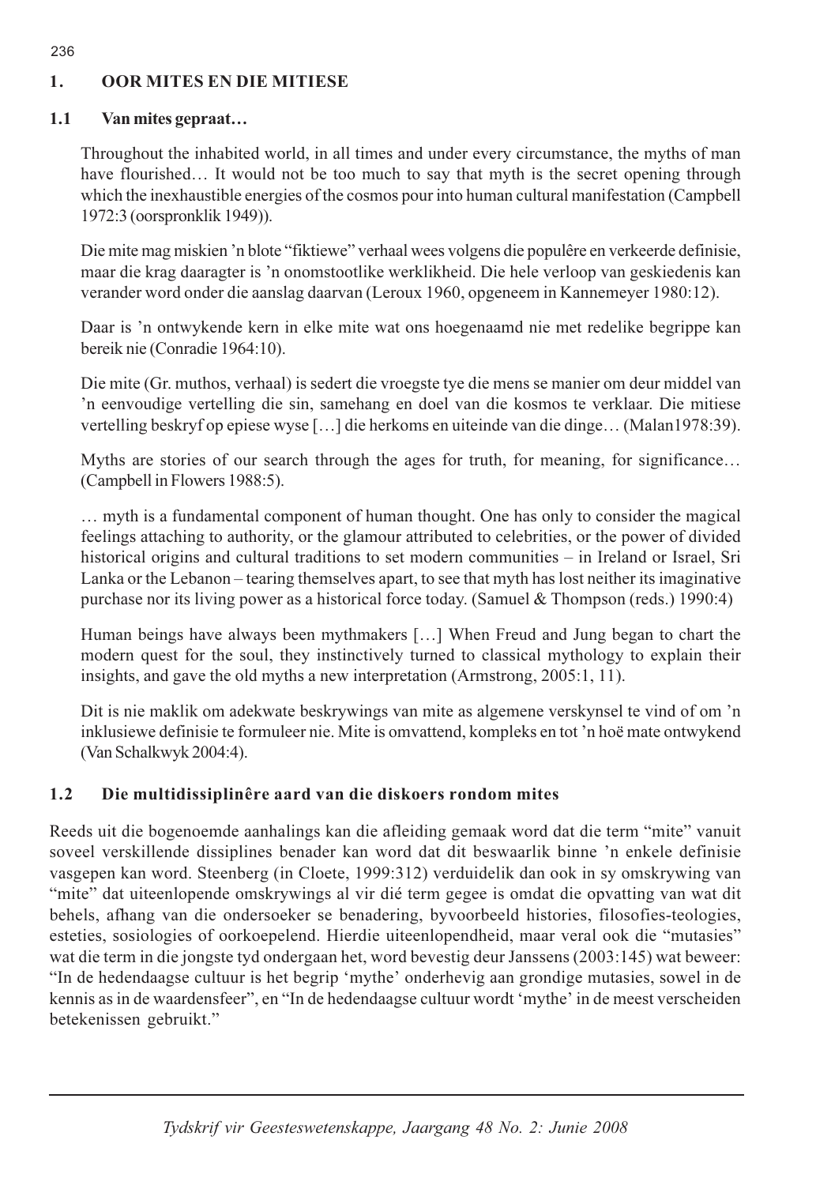## 1. OOR MITES EN DIE MITIESE

### 1.1 Van mites gepraat…

> Throughout the inhabited world, in all times and under every circumstance, the myths of man have flourished… It would not be too much to say that myth is the secret opening through which the inexhaustible energies of the cosmos pour into human cultural manifestation (Campbell 1972:3 (oorspronklik 1949)).

> Die mite mag miskien 'n blote "fiktiewe" verhaal wees volgens die populêre en verkeerde definisie, maar die krag daaragter is 'n onomstootlike werklikheid. Die hele verloop van geskiedenis kan verander word onder die aanslag daarvan (Leroux 1960, opgeneem in Kannemeyer 1980:12).

> Daar is 'n ontwykende kern in elke mite wat ons hoegenaamd nie met redelike begrippe kan bereik nie (Conradie 1964:10).

> Die mite (Gr. muthos, verhaal) is sedert die vroegste tye die mens se manier om deur middel van 'n eenvoudige vertelling die sin, samehang en doel van die kosmos te verklaar. Die mitiese vertelling beskryf op epiese wyse […] die herkoms en uiteinde van die dinge… (Malan1978:39).

> Myths are stories of our search through the ages for truth, for meaning, for significance… (Campbell in Flowers 1988:5).

> … myth is a fundamental component of human thought. One has only to consider the magical feelings attaching to authority, or the glamour attributed to celebrities, or the power of divided historical origins and cultural traditions to set modern communities – in Ireland or Israel, Sri Lanka or the Lebanon – tearing themselves apart, to see that myth has lost neither its imaginative purchase nor its living power as a historical force today. (Samuel & Thompson (reds.) 1990:4)

> Human beings have always been mythmakers […] When Freud and Jung began to chart the modern quest for the soul, they instinctively turned to classical mythology to explain their insights, and gave the old myths a new interpretation (Armstrong, 2005:1, 11).

> Dit is nie maklik om adekwate beskrywings van mite as algemene verskynsel te vind of om 'n inklusiewe definisie te formuleer nie. Mite is omvattend, kompleks en tot 'n hoë mate ontwykend (Van Schalkwyk 2004:4).

### 1.2 Die multidissiplinêre aard van die diskoers rondom mites

Reeds uit die bogenoemde aanhalings kan die afleiding gemaak word dat die term "mite" vanuit soveel verskillende dissiplines benader kan word dat dit beswaarlik binne 'n enkele definisie vasgepen kan word. Steenberg (in Cloete, 1999:312) verduidelik dan ook in sy omskrywing van "mite" dat uiteenlopende omskrywings al vir dié term gegee is omdat die opvatting van wat dit behels, afhang van die ondersoeker se benadering, byvoorbeeld histories, filosofies-teologies, esteties, sosiologies of oorkoepelend. Hierdie uiteenlopendheid, maar veral ook die "mutasies" wat die term in die jongste tyd ondergaan het, word bevestig deur Janssens (2003:145) wat beweer: "In de hedendaagse cultuur is het begrip 'mythe' onderhevig aan grondige mutasies, sowel in de kennis as in de waardensfeer", en "In de hedendaagse cultuur wordt 'mythe' in de meest verscheiden betekenissen gebruikt."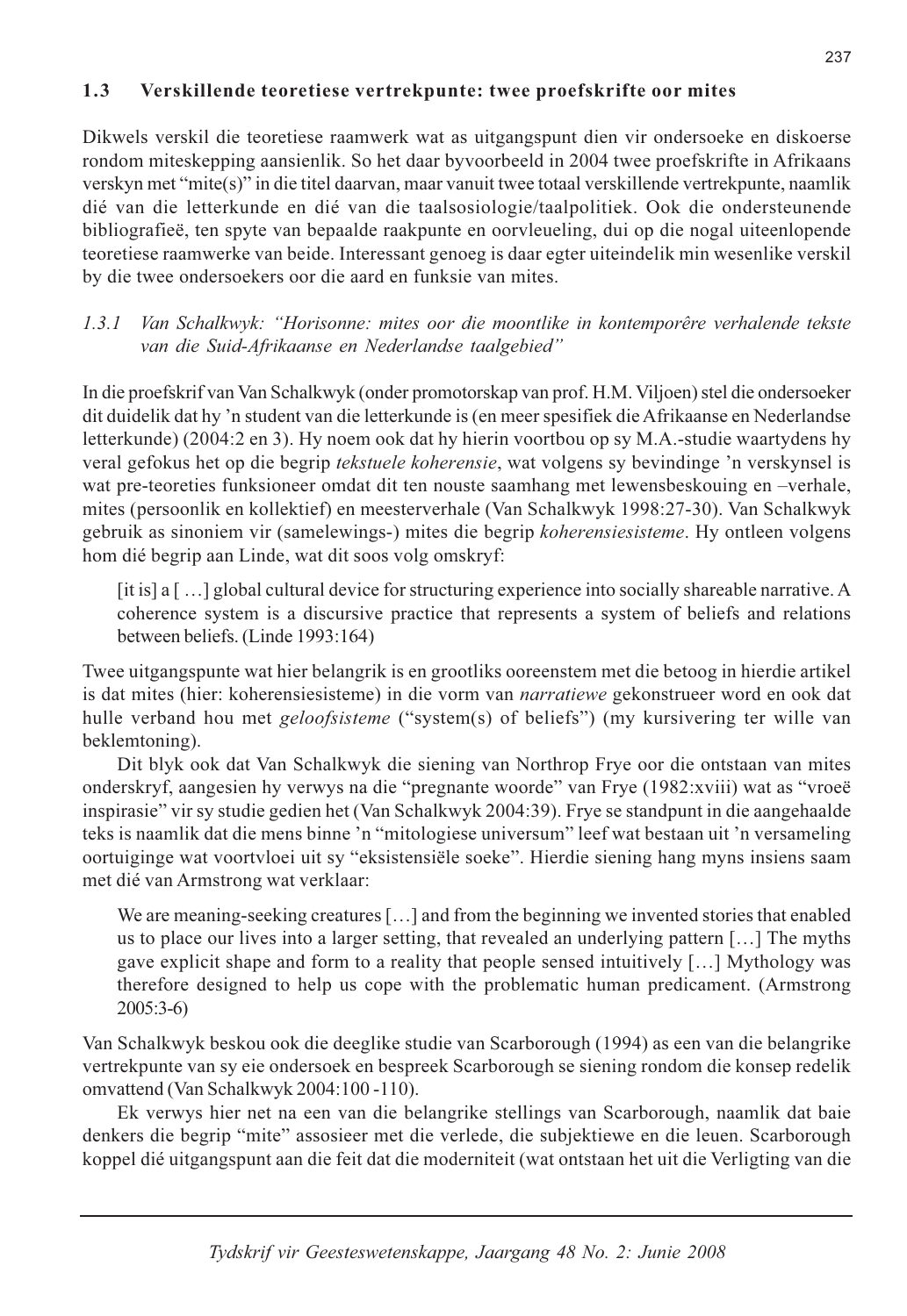### 1.3 Verskillende teoretiese vertrekpunte: twee proefskrifte oor mites

Dikwels verskil die teoretiese raamwerk wat as uitgangspunt dien vir ondersoeke en diskoerse rondom miteskepping aansienlik. So het daar byvoorbeeld in 2004 twee proefskrifte in Afrikaans verskyn met "mite(s)" in die titel daarvan, maar vanuit twee totaal verskillende vertrekpunte, naamlik dié van die letterkunde en dié van die taalsosiologie/taalpolitiek. Ook die ondersteunende bibliografieë, ten spyte van bepaalde raakpunte en oorvleueling, dui op die nogal uiteenlopende teoretiese raamwerke van beide. Interessant genoeg is daar egter uiteindelik min wesenlike verskil by die twee ondersoekers oor die aard en funksie van mites.

#### *1.3.1 Van Schalkwyk: "Horisonne: mites oor die moontlike in kontemporêre verhalende tekste van die Suid-Afrikaanse en Nederlandse taalgebied"*

In die proefskrif van Van Schalkwyk (onder promotorskap van prof. H.M. Viljoen) stel die ondersoeker dit duidelik dat hy 'n student van die letterkunde is (en meer spesifiek die Afrikaanse en Nederlandse letterkunde) (2004:2 en 3). Hy noem ook dat hy hierin voortbou op sy M.A.-studie waartydens hy veral gefokus het op die begrip *tekstuele koherensie*, wat volgens sy bevindinge 'n verskynsel is wat pre-teoreties funksioneer omdat dit ten nouste saamhang met lewensbeskouing en –verhale, mites (persoonlik en kollektief) en meesterverhale (Van Schalkwyk 1998:27-30). Van Schalkwyk gebruik as sinoniem vir (samelewings-) mites die begrip *koherensiesisteme*. Hy ontleen volgens hom dié begrip aan Linde, wat dit soos volg omskryf:

> [it is] a [ …] global cultural device for structuring experience into socially shareable narrative. A coherence system is a discursive practice that represents a system of beliefs and relations between beliefs. (Linde 1993:164)

Twee uitgangspunte wat hier belangrik is en grootliks ooreenstem met die betoog in hierdie artikel is dat mites (hier: koherensiesisteme) in die vorm van *narratiewe* gekonstrueer word en ook dat hulle verband hou met *geloofsisteme* ("system(s) of beliefs") (my kursivering ter wille van beklemtoning).

Dit blyk ook dat Van Schalkwyk die siening van Northrop Frye oor die ontstaan van mites onderskryf, aangesien hy verwys na die "pregnante woorde" van Frye (1982:xviii) wat as "vroeë inspirasie" vir sy studie gedien het (Van Schalkwyk 2004:39). Frye se standpunt in die aangehaalde teks is naamlik dat die mens binne 'n "mitologiese universum" leef wat bestaan uit 'n versameling oortuiginge wat voortvloei uit sy "eksistensiële soeke". Hierdie siening hang myns insiens saam met dié van Armstrong wat verklaar:

> We are meaning-seeking creatures […] and from the beginning we invented stories that enabled us to place our lives into a larger setting, that revealed an underlying pattern […] The myths gave explicit shape and form to a reality that people sensed intuitively […] Mythology was therefore designed to help us cope with the problematic human predicament. (Armstrong 2005:3-6)

Van Schalkwyk beskou ook die deeglike studie van Scarborough (1994) as een van die belangrike vertrekpunte van sy eie ondersoek en bespreek Scarborough se siening rondom die konsep redelik omvattend (Van Schalkwyk 2004:100 -110).

Ek verwys hier net na een van die belangrike stellings van Scarborough, naamlik dat baie denkers die begrip "mite" assosieer met die verlede, die subjektiewe en die leuen. Scarborough koppel dié uitgangspunt aan die feit dat die moderniteit (wat ontstaan het uit die Verligting van die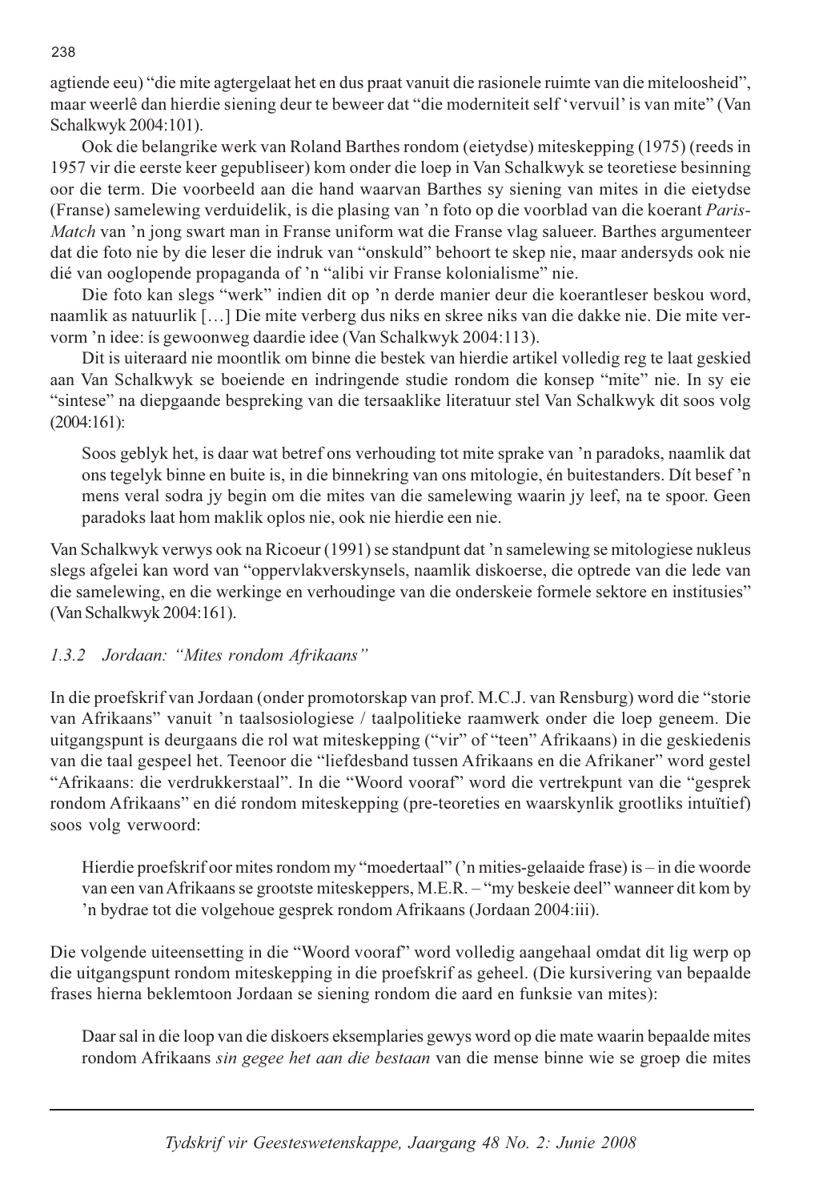agtiende eeu) "die mite agtergelaat het en dus praat vanuit die rasionele ruimte van die miteloosheid", maar weerlê dan hierdie siening deur te beweer dat "die moderniteit self 'vervuil' is van mite" (Van Schalkwyk 2004:101).

Ook die belangrike werk van Roland Barthes rondom (eietydse) miteskepping (1975) (reeds in 1957 vir die eerste keer gepubliseer) kom onder die loep in Van Schalkwyk se teoretiese besinning oor die term. Die voorbeeld aan die hand waarvan Barthes sy siening van mites in die eietydse (Franse) samelewing verduidelik, is die plasing van 'n foto op die voorblad van die koerant *Paris-Match* van 'n jong swart man in Franse uniform wat die Franse vlag salueer. Barthes argumenteer dat die foto nie by die leser die indruk van "onskuld" behoort te skep nie, maar andersyds ook nie dié van ooglopende propaganda of 'n "alibi vir Franse kolonialisme" nie.

Die foto kan slegs "werk" indien dit op 'n derde manier deur die koerantleser beskou word, naamlik as natuurlik […] Die mite verberg dus niks en skree niks van die dakke nie. Die mite vervorm 'n idee: ís gewoonweg daardie idee (Van Schalkwyk 2004:113).

Dit is uiteraard nie moontlik om binne die bestek van hierdie artikel volledig reg te laat geskied aan Van Schalkwyk se boeiende en indringende studie rondom die konsep "mite" nie. In sy eie "sintese" na diepgaande bespreking van die tersaaklike literatuur stel Van Schalkwyk dit soos volg (2004:161):

> Soos geblyk het, is daar wat betref ons verhouding tot mite sprake van 'n paradoks, naamlik dat ons tegelyk binne en buite is, in die binnekring van ons mitologie, én buitestanders. Dít besef 'n mens veral sodra jy begin om die mites van die samelewing waarin jy leef, na te spoor. Geen paradoks laat hom maklik oplos nie, ook nie hierdie een nie.

Van Schalkwyk verwys ook na Ricoeur (1991) se standpunt dat 'n samelewing se mitologiese nukleus slegs afgelei kan word van "oppervlakverskynsels, naamlik diskoerse, die optrede van die lede van die samelewing, en die werkinge en verhoudinge van die onderskeie formele sektore en institusies" (Van Schalkwyk 2004:161).

### *1.3.2 Jordaan: "Mites rondom Afrikaans"*

In die proefskrif van Jordaan (onder promotorskap van prof. M.C.J. van Rensburg) word die "storie van Afrikaans" vanuit 'n taalsosiologiese / taalpolitieke raamwerk onder die loep geneem. Die uitgangspunt is deurgaans die rol wat miteskepping ("vir" of "teen" Afrikaans) in die geskiedenis van die taal gespeel het. Teenoor die "liefdesband tussen Afrikaans en die Afrikaner" word gestel "Afrikaans: die verdrukkerstaal". In die "Woord vooraf" word die vertrekpunt van die "gesprek rondom Afrikaans" en dié rondom miteskepping (pre-teoreties en waarskynlik grootliks intuïtief) soos volg verwoord:

> Hierdie proefskrif oor mites rondom my "moedertaal" ('n mities-gelaaide frase) is – in die woorde van een van Afrikaans se grootste miteskeppers, M.E.R. – "my beskeie deel" wanneer dit kom by 'n bydrae tot die volgehoue gesprek rondom Afrikaans (Jordaan 2004:iii).

Die volgende uiteensetting in die "Woord vooraf" word volledig aangehaal omdat dit lig werp op die uitgangspunt rondom miteskepping in die proefskrif as geheel. (Die kursivering van bepaalde frases hierna beklemtoon Jordaan se siening rondom die aard en funksie van mites):

> Daar sal in die loop van die diskoers eksemplaries gewys word op die mate waarin bepaalde mites rondom Afrikaans *sin gegee het aan die bestaan* van die mense binne wie se groep die mites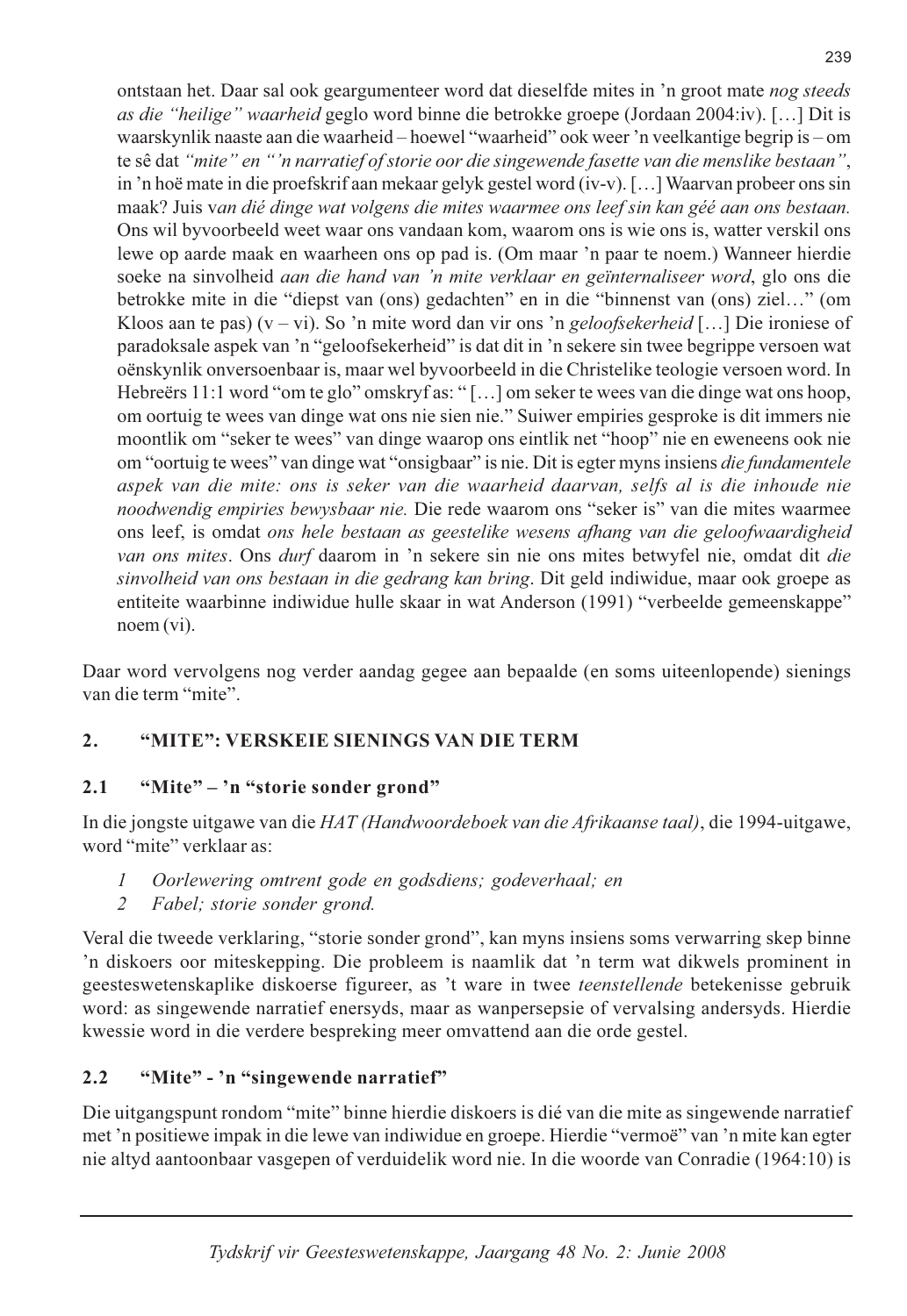> ontstaan het. Daar sal ook geargumenteer word dat dieselfde mites in 'n groot mate *nog steeds as die "heilige" waarheid* geglo word binne die betrokke groepe (Jordaan 2004:iv). […] Dit is waarskynlik naaste aan die waarheid – hoewel "waarheid" ook weer 'n veelkantige begrip is – om te sê dat *"mite" en "'n narratief of storie oor die singewende fasette van die menslike bestaan"*, in 'n hoë mate in die proefskrif aan mekaar gelyk gestel word (iv-v). […] Waarvan probeer ons sin maak? Juis v*an dié dinge wat volgens die mites waarmee ons leef sin kan géé aan ons bestaan.* Ons wil byvoorbeeld weet waar ons vandaan kom, waarom ons is wie ons is, watter verskil ons lewe op aarde maak en waarheen ons op pad is. (Om maar 'n paar te noem.) Wanneer hierdie soeke na sinvolheid *aan die hand van 'n mite verklaar en geïnternaliseer word*, glo ons die betrokke mite in die "diepst van (ons) gedachten" en in die "binnenst van (ons) ziel…" (om Kloos aan te pas) (v – vi). So 'n mite word dan vir ons 'n *geloofsekerheid* […] Die ironiese of paradoksale aspek van 'n "geloofsekerheid" is dat dit in 'n sekere sin twee begrippe versoen wat oënskynlik onversoenbaar is, maar wel byvoorbeeld in die Christelike teologie versoen word. In Hebreërs 11:1 word "om te glo" omskryf as: "[…] om seker te wees van die dinge wat ons hoop, om oortuig te wees van dinge wat ons nie sien nie." Suiwer empiries gesproke is dit immers nie moontlik om "seker te wees" van dinge waarop ons eintlik net "hoop" nie en eweneens ook nie om "oortuig te wees" van dinge wat "onsigbaar" is nie. Dit is egter myns insiens *die fundamentele aspek van die mite: ons is seker van die waarheid daarvan, selfs al is die inhoude nie noodwendig empiries bewysbaar nie.* Die rede waarom ons "seker is" van die mites waarmee ons leef, is omdat *ons hele bestaan as geestelike wesens afhang van die geloofwaardigheid van ons mites*. Ons *durf* daarom in 'n sekere sin nie ons mites betwyfel nie, omdat dit *die sinvolheid van ons bestaan in die gedrang kan bring*. Dit geld indiwidue, maar ook groepe as entiteite waarbinne indiwidue hulle skaar in wat Anderson (1991) "verbeelde gemeenskappe" noem (vi).

Daar word vervolgens nog verder aandag gegee aan bepaalde (en soms uiteenlopende) sienings van die term "mite".

## 2. "MITE": VERSKEIE SIENINGS VAN DIE TERM

### 2.1 "Mite" – 'n "storie sonder grond"

In die jongste uitgawe van die *HAT (Handwoordeboek van die Afrikaanse taal)*, die 1994-uitgawe, word "mite" verklaar as:

1. *Oorlewering omtrent gode en godsdiens; godeverhaal; en*
2. *Fabel; storie sonder grond.*

Veral die tweede verklaring, "storie sonder grond", kan myns insiens soms verwarring skep binne 'n diskoers oor miteskepping. Die probleem is naamlik dat 'n term wat dikwels prominent in geesteswetenskaplike diskoerse figureer, as 't ware in twee *teenstellende* betekenisse gebruik word: as singewende narratief enersyds, maar as wanpersepsie of vervalsing andersyds. Hierdie kwessie word in die verdere bespreking meer omvattend aan die orde gestel.

### 2.2 "Mite" - 'n "singewende narratief"

Die uitgangspunt rondom "mite" binne hierdie diskoers is dié van die mite as singewende narratief met 'n positiewe impak in die lewe van indiwidue en groepe. Hierdie "vermoë" van 'n mite kan egter nie altyd aantoonbaar vasgepen of verduidelik word nie. In die woorde van Conradie (1964:10) is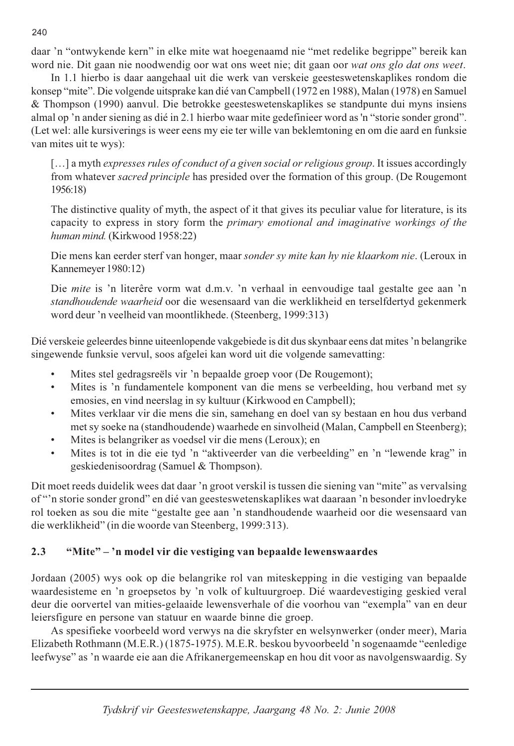daar 'n "ontwykende kern" in elke mite wat hoegenaamd nie "met redelike begrippe" bereik kan word nie. Dit gaan nie noodwendig oor wat ons weet nie; dit gaan oor *wat ons glo dat ons weet*.

In 1.1 hierbo is daar aangehaal uit die werk van verskeie geesteswetenskaplikes rondom die konsep "mite". Die volgende uitsprake kan dié van Campbell (1972 en 1988), Malan (1978) en Samuel & Thompson (1990) aanvul. Die betrokke geesteswetenskaplikes se standpunte dui myns insiens almal op 'n ander siening as dié in 2.1 hierbo waar mite gedefinieer word as 'n "storie sonder grond". (Let wel: alle kursiverings is weer eens my eie ter wille van beklemtoning en om die aard en funksie van mites uit te wys):

> […] a myth *expresses rules of conduct of a given social or religious group*. It issues accordingly from whatever *sacred principle* has presided over the formation of this group. (De Rougemont 1956:18)
>
> The distinctive quality of myth, the aspect of it that gives its peculiar value for literature, is its capacity to express in story form the *primary emotional and imaginative workings of the human mind.* (Kirkwood 1958:22)
>
> Die mens kan eerder sterf van honger, maar *sonder sy mite kan hy nie klaarkom nie*. (Leroux in Kannemeyer 1980:12)
>
> Die *mite* is 'n literêre vorm wat d.m.v. 'n verhaal in eenvoudige taal gestalte gee aan 'n *standhoudende waarheid* oor die wesensaard van die werklikheid en terselfdertyd gekenmerk word deur 'n veelheid van moontlikhede. (Steenberg, 1999:313)

Dié verskeie geleerdes binne uiteenlopende vakgebiede is dit dus skynbaar eens dat mites 'n belangrike singewende funksie vervul, soos afgelei kan word uit die volgende samevatting:

- Mites stel gedragsreëls vir 'n bepaalde groep voor (De Rougemont);
- Mites is 'n fundamentele komponent van die mens se verbeelding, hou verband met sy emosies, en vind neerslag in sy kultuur (Kirkwood en Campbell);
- Mites verklaar vir die mens die sin, samehang en doel van sy bestaan en hou dus verband met sy soeke na (standhoudende) waarhede en sinvolheid (Malan, Campbell en Steenberg);
- Mites is belangriker as voedsel vir die mens (Leroux); en
- Mites is tot in die eie tyd 'n "aktiveerder van die verbeelding" en 'n "lewende krag" in geskiedenisoordrag (Samuel & Thompson).

Dit moet reeds duidelik wees dat daar 'n groot verskil is tussen die siening van "mite" as vervalsing of "'n storie sonder grond" en dié van geesteswetenskaplikes wat daaraan 'n besonder invloedryke rol toeken as sou die mite "gestalte gee aan 'n standhoudende waarheid oor die wesensaard van die werklikheid" (in die woorde van Steenberg, 1999:313).

### 2.3 "Mite" – 'n model vir die vestiging van bepaalde lewenswaardes

Jordaan (2005) wys ook op die belangrike rol van miteskepping in die vestiging van bepaalde waardesisteme en 'n groepsetos by 'n volk of kultuurgroep. Dié waardevestiging geskied veral deur die oorvertel van mities-gelaaide lewensverhale of die voorhou van "exempla" van en deur leiersfigure en persone van statuur en waarde binne die groep.

As spesifieke voorbeeld word verwys na die skryfster en welsynwerker (onder meer), Maria Elizabeth Rothmann (M.E.R.) (1875-1975). M.E.R. beskou byvoorbeeld 'n sogenaamde "eenledige leefwyse" as 'n waarde eie aan die Afrikanergemeenskap en hou dit voor as navolgenswaardig. Sy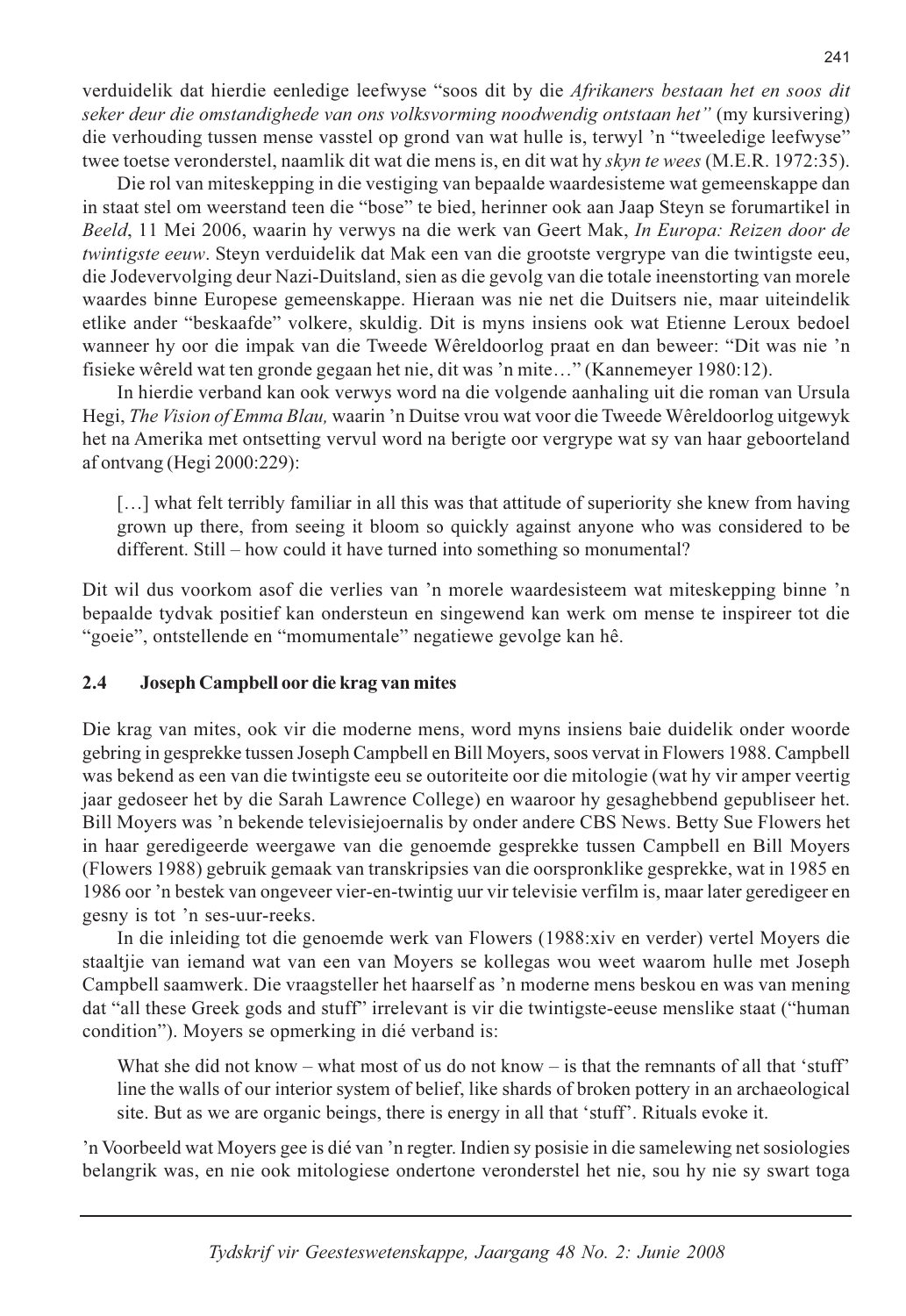verduidelik dat hierdie eenledige leefwyse "soos dit by die *Afrikaners bestaan het en soos dit seker deur die omstandighede van ons volksvorming noodwendig ontstaan het"* (my kursivering) die verhouding tussen mense vasstel op grond van wat hulle is, terwyl 'n "tweeledige leefwyse" twee toetse veronderstel, naamlik dit wat die mens is, en dit wat hy *skyn te wees* (M.E.R. 1972:35).

Die rol van miteskepping in die vestiging van bepaalde waardesisteme wat gemeenskappe dan in staat stel om weerstand teen die "bose" te bied, herinner ook aan Jaap Steyn se forumartikel in *Beeld*, 11 Mei 2006, waarin hy verwys na die werk van Geert Mak, *In Europa: Reizen door de twintigste eeuw*. Steyn verduidelik dat Mak een van die grootste vergrype van die twintigste eeu, die Jodevervolging deur Nazi-Duitsland, sien as die gevolg van die totale ineenstorting van morele waardes binne Europese gemeenskappe. Hieraan was nie net die Duitsers nie, maar uiteindelik etlike ander "beskaafde" volkere, skuldig. Dit is myns insiens ook wat Etienne Leroux bedoel wanneer hy oor die impak van die Tweede Wêreldoorlog praat en dan beweer: "Dit was nie 'n fisieke wêreld wat ten gronde gegaan het nie, dit was 'n mite…" (Kannemeyer 1980:12).

In hierdie verband kan ook verwys word na die volgende aanhaling uit die roman van Ursula Hegi, *The Vision of Emma Blau,* waarin 'n Duitse vrou wat voor die Tweede Wêreldoorlog uitgewyk het na Amerika met ontsetting vervul word na berigte oor vergrype wat sy van haar geboorteland af ontvang (Hegi 2000:229):

> […] what felt terribly familiar in all this was that attitude of superiority she knew from having grown up there, from seeing it bloom so quickly against anyone who was considered to be different. Still – how could it have turned into something so monumental?

Dit wil dus voorkom asof die verlies van 'n morele waardesisteem wat miteskepping binne 'n bepaalde tydvak positief kan ondersteun en singewend kan werk om mense te inspireer tot die "goeie", ontstellende en "momumentale" negatiewe gevolge kan hê.

### 2.4 Joseph Campbell oor die krag van mites

Die krag van mites, ook vir die moderne mens, word myns insiens baie duidelik onder woorde gebring in gesprekke tussen Joseph Campbell en Bill Moyers, soos vervat in Flowers 1988. Campbell was bekend as een van die twintigste eeu se outoriteite oor die mitologie (wat hy vir amper veertig jaar gedoseer het by die Sarah Lawrence College) en waaroor hy gesaghebbend gepubliseer het. Bill Moyers was 'n bekende televisiejoernalis by onder andere CBS News. Betty Sue Flowers het in haar geredigeerde weergawe van die genoemde gesprekke tussen Campbell en Bill Moyers (Flowers 1988) gebruik gemaak van transkripsies van die oorspronklike gesprekke, wat in 1985 en 1986 oor 'n bestek van ongeveer vier-en-twintig uur vir televisie verfilm is, maar later geredigeer en gesny is tot 'n ses-uur-reeks.

In die inleiding tot die genoemde werk van Flowers (1988:xiv en verder) vertel Moyers die staaltjie van iemand wat van een van Moyers se kollegas wou weet waarom hulle met Joseph Campbell saamwerk. Die vraagsteller het haarself as 'n moderne mens beskou en was van mening dat "all these Greek gods and stuff" irrelevant is vir die twintigste-eeuse menslike staat ("human condition"). Moyers se opmerking in dié verband is:

> What she did not know – what most of us do not know – is that the remnants of all that 'stuff' line the walls of our interior system of belief, like shards of broken pottery in an archaeological site. But as we are organic beings, there is energy in all that 'stuff'. Rituals evoke it.

'n Voorbeeld wat Moyers gee is dié van 'n regter. Indien sy posisie in die samelewing net sosiologies belangrik was, en nie ook mitologiese ondertone veronderstel het nie, sou hy nie sy swart toga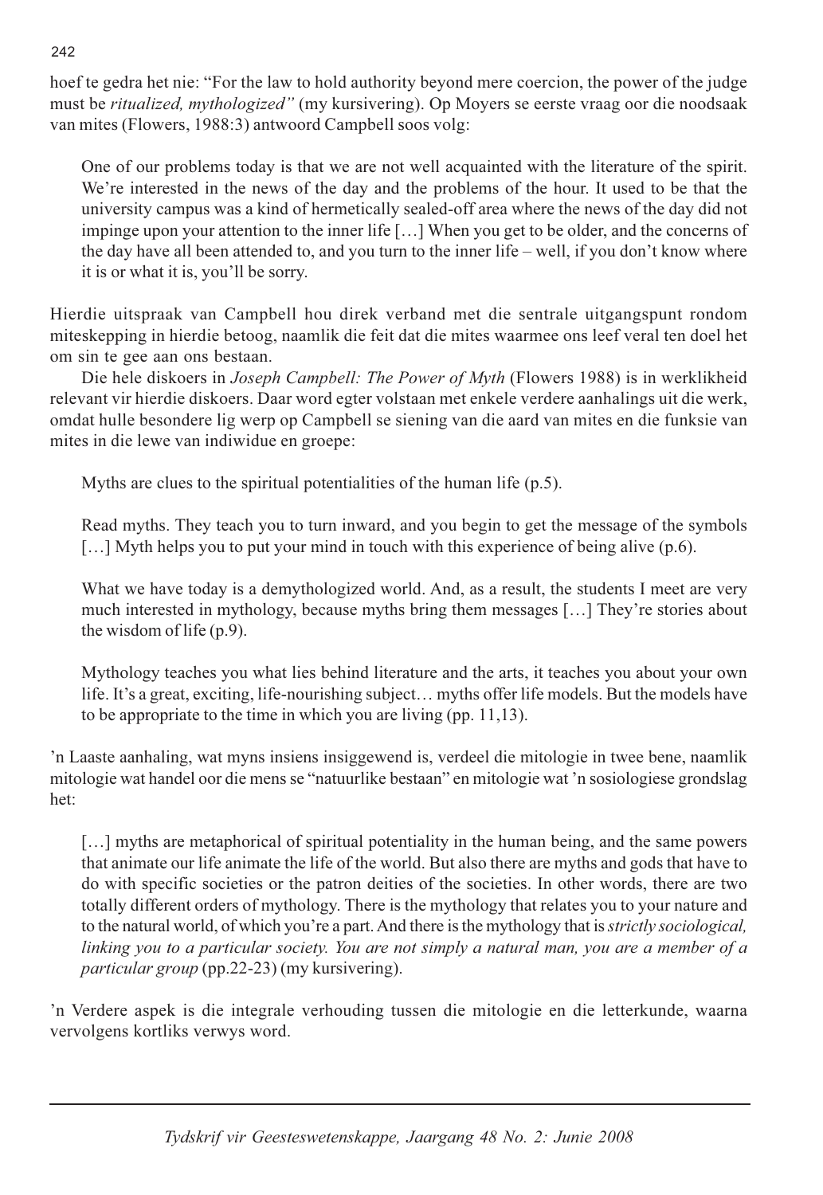hoef te gedra het nie: "For the law to hold authority beyond mere coercion, the power of the judge must be *ritualized, mythologized"* (my kursivering). Op Moyers se eerste vraag oor die noodsaak van mites (Flowers, 1988:3) antwoord Campbell soos volg:

> One of our problems today is that we are not well acquainted with the literature of the spirit. We're interested in the news of the day and the problems of the hour. It used to be that the university campus was a kind of hermetically sealed-off area where the news of the day did not impinge upon your attention to the inner life […] When you get to be older, and the concerns of the day have all been attended to, and you turn to the inner life – well, if you don't know where it is or what it is, you'll be sorry.

Hierdie uitspraak van Campbell hou direk verband met die sentrale uitgangspunt rondom miteskepping in hierdie betoog, naamlik die feit dat die mites waarmee ons leef veral ten doel het om sin te gee aan ons bestaan.

Die hele diskoers in *Joseph Campbell: The Power of Myth* (Flowers 1988) is in werklikheid relevant vir hierdie diskoers. Daar word egter volstaan met enkele verdere aanhalings uit die werk, omdat hulle besondere lig werp op Campbell se siening van die aard van mites en die funksie van mites in die lewe van indiwidue en groepe:

> Myths are clues to the spiritual potentialities of the human life (p.5).
>
> Read myths. They teach you to turn inward, and you begin to get the message of the symbols […] Myth helps you to put your mind in touch with this experience of being alive (p.6).
>
> What we have today is a demythologized world. And, as a result, the students I meet are very much interested in mythology, because myths bring them messages […] They're stories about the wisdom of life (p.9).
>
> Mythology teaches you what lies behind literature and the arts, it teaches you about your own life. It's a great, exciting, life-nourishing subject… myths offer life models. But the models have to be appropriate to the time in which you are living (pp. 11,13).

'n Laaste aanhaling, wat myns insiens insiggewend is, verdeel die mitologie in twee bene, naamlik mitologie wat handel oor die mens se "natuurlike bestaan" en mitologie wat 'n sosiologiese grondslag het:

> […] myths are metaphorical of spiritual potentiality in the human being, and the same powers that animate our life animate the life of the world. But also there are myths and gods that have to do with specific societies or the patron deities of the societies. In other words, there are two totally different orders of mythology. There is the mythology that relates you to your nature and to the natural world, of which you're a part. And there is the mythology that is *strictly sociological, linking you to a particular society. You are not simply a natural man, you are a member of a particular group* (pp.22-23) (my kursivering).

'n Verdere aspek is die integrale verhouding tussen die mitologie en die letterkunde, waarna vervolgens kortliks verwys word.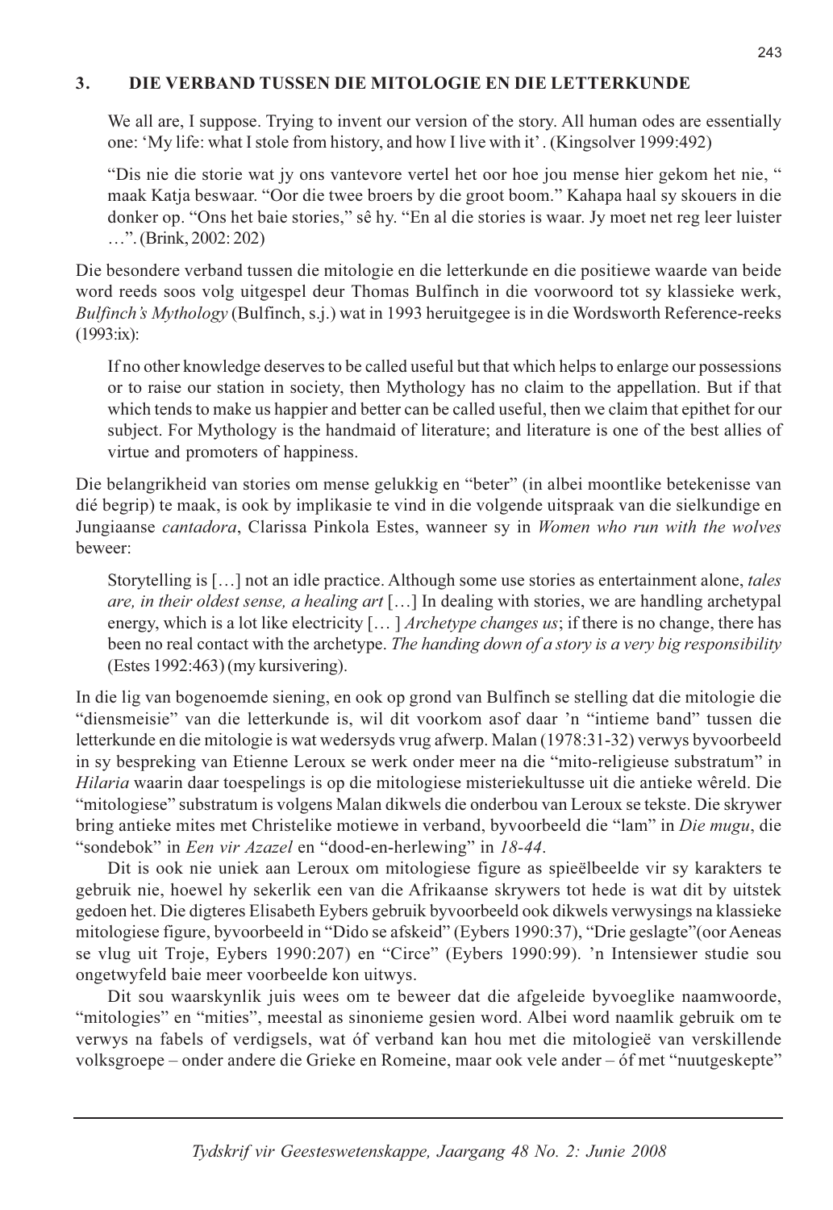## 3. DIE VERBAND TUSSEN DIE MITOLOGIE EN DIE LETTERKUNDE

> We all are, I suppose. Trying to invent our version of the story. All human odes are essentially one: 'My life: what I stole from history, and how I live with it'. (Kingsolver 1999:492)

> "Dis nie die storie wat jy ons vantevore vertel het oor hoe jou mense hier gekom het nie, " maak Katja beswaar. "Oor die twee broers by die groot boom." Kahapa haal sy skouers in die donker op. "Ons het baie stories," sê hy. "En al die stories is waar. Jy moet net reg leer luister …". (Brink, 2002: 202)

Die besondere verband tussen die mitologie en die letterkunde en die positiewe waarde van beide word reeds soos volg uitgespel deur Thomas Bulfinch in die voorwoord tot sy klassieke werk, *Bulfinch's Mythology* (Bulfinch, s.j.) wat in 1993 heruitgegee is in die Wordsworth Reference-reeks (1993:ix):

> If no other knowledge deserves to be called useful but that which helps to enlarge our possessions or to raise our station in society, then Mythology has no claim to the appellation. But if that which tends to make us happier and better can be called useful, then we claim that epithet for our subject. For Mythology is the handmaid of literature; and literature is one of the best allies of virtue and promoters of happiness.

Die belangrikheid van stories om mense gelukkig en "beter" (in albei moontlike betekenisse van dié begrip) te maak, is ook by implikasie te vind in die volgende uitspraak van die sielkundige en Jungiaanse *cantadora*, Clarissa Pinkola Estes, wanneer sy in *Women who run with the wolves* beweer:

> Storytelling is […] not an idle practice. Although some use stories as entertainment alone, *tales are, in their oldest sense, a healing art* […] In dealing with stories, we are handling archetypal energy, which is a lot like electricity [… ] *Archetype changes us*; if there is no change, there has been no real contact with the archetype. *The handing down of a story is a very big responsibility* (Estes 1992:463) (my kursivering).

In die lig van bogenoemde siening, en ook op grond van Bulfinch se stelling dat die mitologie die "diensmeisie" van die letterkunde is, wil dit voorkom asof daar 'n "intieme band" tussen die letterkunde en die mitologie is wat wedersyds vrug afwerp. Malan (1978:31-32) verwys byvoorbeeld in sy bespreking van Etienne Leroux se werk onder meer na die "mito-religieuse substratum" in *Hilaria* waarin daar toespelings is op die mitologiese misteriekultusse uit die antieke wêreld. Die "mitologiese" substratum is volgens Malan dikwels die onderbou van Leroux se tekste. Die skrywer bring antieke mites met Christelike motiewe in verband, byvoorbeeld die "lam" in *Die mugu*, die "sondebok" in *Een vir Azazel* en "dood-en-herlewing" in *18-44*.

Dit is ook nie uniek aan Leroux om mitologiese figure as spieëlbeelde vir sy karakters te gebruik nie, hoewel hy sekerlik een van die Afrikaanse skrywers tot hede is wat dit by uitstek gedoen het. Die digteres Elisabeth Eybers gebruik byvoorbeeld ook dikwels verwysings na klassieke mitologiese figure, byvoorbeeld in "Dido se afskeid" (Eybers 1990:37), "Drie geslagte"(oor Aeneas se vlug uit Troje, Eybers 1990:207) en "Circe" (Eybers 1990:99). 'n Intensiewer studie sou ongetwyfeld baie meer voorbeelde kon uitwys.

Dit sou waarskynlik juis wees om te beweer dat die afgeleide byvoeglike naamwoorde, "mitologies" en "mities", meestal as sinonieme gesien word. Albei word naamlik gebruik om te verwys na fabels of verdigsels, wat óf verband kan hou met die mitologieë van verskillende volksgroepe – onder andere die Grieke en Romeine, maar ook vele ander – óf met "nuutgeskepte"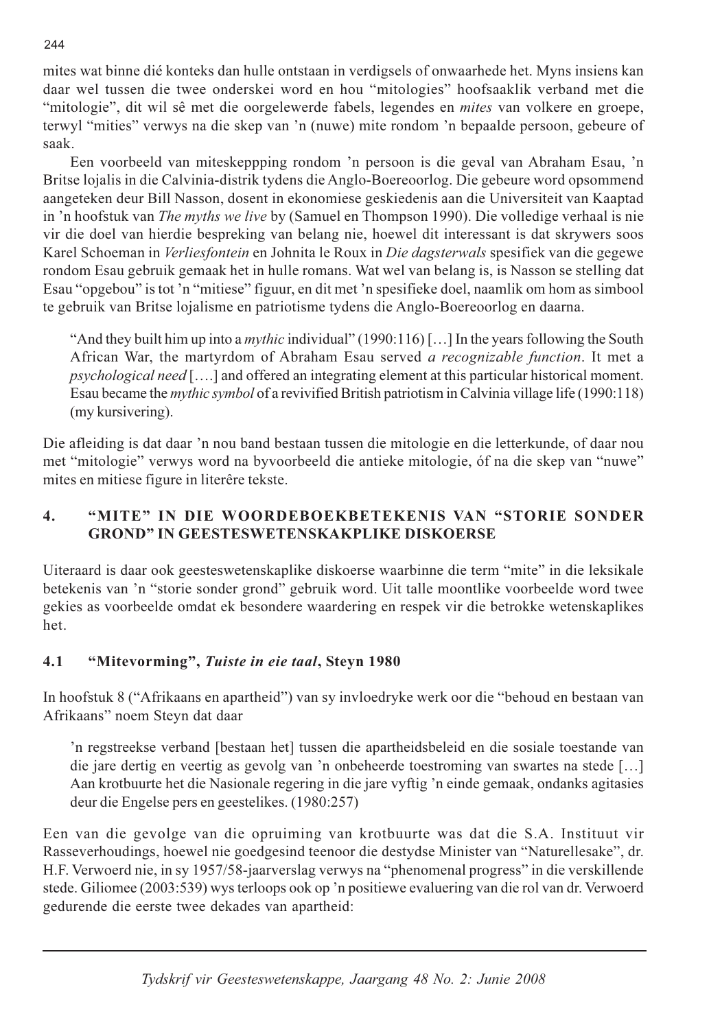mites wat binne dié konteks dan hulle ontstaan in verdigsels of onwaarhede het. Myns insiens kan daar wel tussen die twee onderskei word en hou "mitologies" hoofsaaklik verband met die "mitologie", dit wil sê met die oorgelewerde fabels, legendes en *mites* van volkere en groepe, terwyl "mities" verwys na die skep van 'n (nuwe) mite rondom 'n bepaalde persoon, gebeure of saak.

Een voorbeeld van miteskeppping rondom 'n persoon is die geval van Abraham Esau, 'n Britse lojalis in die Calvinia-distrik tydens die Anglo-Boereoorlog. Die gebeure word opsommend aangeteken deur Bill Nasson, dosent in ekonomiese geskiedenis aan die Universiteit van Kaaptad in 'n hoofstuk van *The myths we live* by (Samuel en Thompson 1990). Die volledige verhaal is nie vir die doel van hierdie bespreking van belang nie, hoewel dit interessant is dat skrywers soos Karel Schoeman in *Verliesfontein* en Johnita le Roux in *Die dagsterwals* spesifiek van die gegewe rondom Esau gebruik gemaak het in hulle romans. Wat wel van belang is, is Nasson se stelling dat Esau "opgebou" is tot 'n "mitiese" figuur, en dit met 'n spesifieke doel, naamlik om hom as simbool te gebruik van Britse lojalisme en patriotisme tydens die Anglo-Boereoorlog en daarna.

> "And they built him up into a *mythic* individual" (1990:116) […] In the years following the South African War, the martyrdom of Abraham Esau served *a recognizable function*. It met a *psychological need* [….] and offered an integrating element at this particular historical moment. Esau became the *mythic symbol* of a revivified British patriotism in Calvinia village life (1990:118) (my kursivering).

Die afleiding is dat daar 'n nou band bestaan tussen die mitologie en die letterkunde, of daar nou met "mitologie" verwys word na byvoorbeeld die antieke mitologie, óf na die skep van "nuwe" mites en mitiese figure in literêre tekste.

## 4. "MITE" IN DIE WOORDEBOEKBETEKENIS VAN "STORIE SONDER GROND" IN GEESTESWETENSKAKPLIKE DISKOERSE

Uiteraard is daar ook geesteswetenskaplike diskoerse waarbinne die term "mite" in die leksikale betekenis van 'n "storie sonder grond" gebruik word. Uit talle moontlike voorbeelde word twee gekies as voorbeelde omdat ek besondere waardering en respek vir die betrokke wetenskaplikes het.

### 4.1 "Mitevorming", *Tuiste in eie taal*, Steyn 1980

In hoofstuk 8 ("Afrikaans en apartheid") van sy invloedryke werk oor die "behoud en bestaan van Afrikaans" noem Steyn dat daar

> 'n regstreekse verband [bestaan het] tussen die apartheidsbeleid en die sosiale toestande van die jare dertig en veertig as gevolg van 'n onbeheerde toestroming van swartes na stede […] Aan krotbuurte het die Nasionale regering in die jare vyftig 'n einde gemaak, ondanks agitasies deur die Engelse pers en geestelikes. (1980:257)

Een van die gevolge van die opruiming van krotbuurte was dat die S.A. Instituut vir Rasseverhoudings, hoewel nie goedgesind teenoor die destydse Minister van "Naturellesake", dr. H.F. Verwoerd nie, in sy 1957/58-jaarverslag verwys na "phenomenal progress" in die verskillende stede. Giliomee (2003:539) wys terloops ook op 'n positiewe evaluering van die rol van dr. Verwoerd gedurende die eerste twee dekades van apartheid: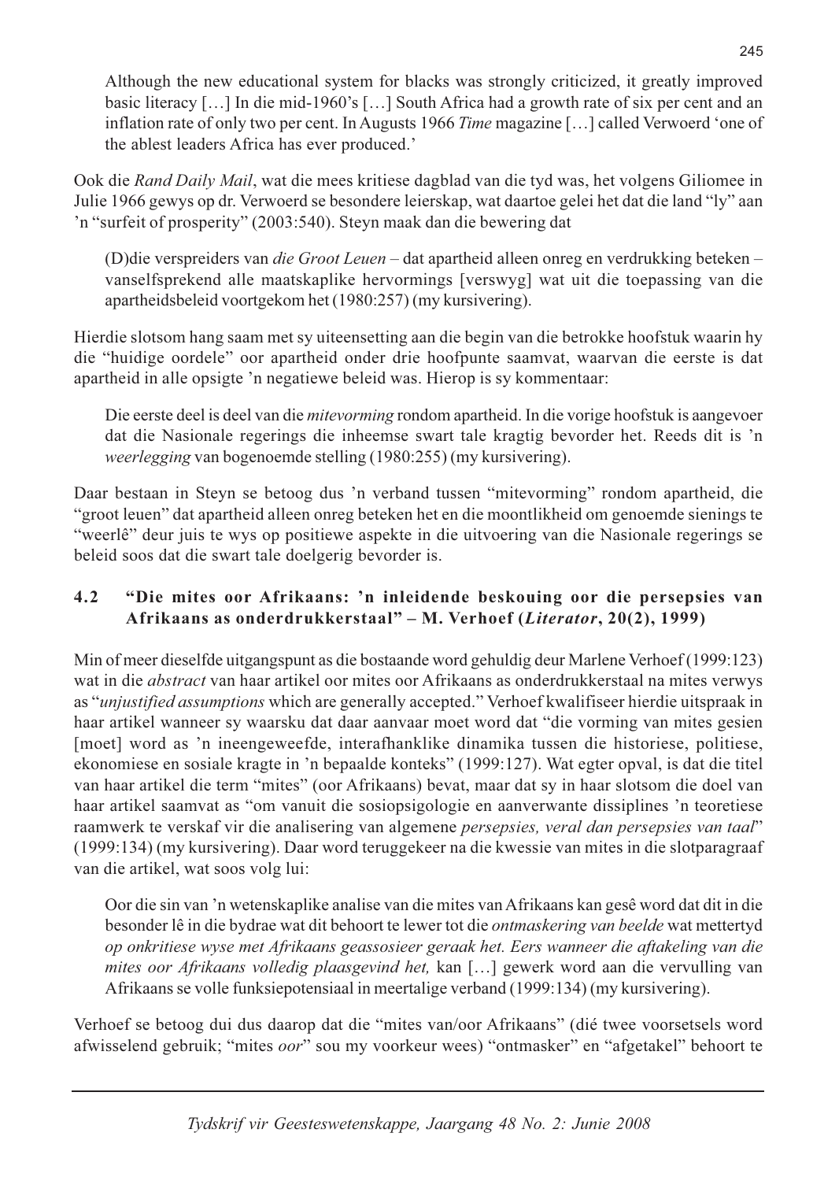> Although the new educational system for blacks was strongly criticized, it greatly improved basic literacy […] In die mid-1960's […] South Africa had a growth rate of six per cent and an inflation rate of only two per cent. In Augusts 1966 *Time* magazine […] called Verwoerd 'one of the ablest leaders Africa has ever produced.'

Ook die *Rand Daily Mail*, wat die mees kritiese dagblad van die tyd was, het volgens Giliomee in Julie 1966 gewys op dr. Verwoerd se besondere leierskap, wat daartoe gelei het dat die land "ly" aan 'n "surfeit of prosperity" (2003:540). Steyn maak dan die bewering dat

> (D)die verspreiders van *die Groot Leuen* – dat apartheid alleen onreg en verdrukking beteken – vanselfsprekend alle maatskaplike hervormings [verswyg] wat uit die toepassing van die apartheidsbeleid voortgekom het (1980:257) (my kursivering).

Hierdie slotsom hang saam met sy uiteensetting aan die begin van die betrokke hoofstuk waarin hy die "huidige oordele" oor apartheid onder drie hoofpunte saamvat, waarvan die eerste is dat apartheid in alle opsigte 'n negatiewe beleid was. Hierop is sy kommentaar:

> Die eerste deel is deel van die *mitevorming* rondom apartheid. In die vorige hoofstuk is aangevoer dat die Nasionale regerings die inheemse swart tale kragtig bevorder het. Reeds dit is 'n *weerlegging* van bogenoemde stelling (1980:255) (my kursivering).

Daar bestaan in Steyn se betoog dus 'n verband tussen "mitevorming" rondom apartheid, die "groot leuen" dat apartheid alleen onreg beteken het en die moontlikheid om genoemde sienings te "weerlê" deur juis te wys op positiewe aspekte in die uitvoering van die Nasionale regerings se beleid soos dat die swart tale doelgerig bevorder is.

### 4.2 "Die mites oor Afrikaans: 'n inleidende beskouing oor die persepsies van Afrikaans as onderdrukkerstaal" – M. Verhoef (*Literator*, 20(2), 1999)

Min of meer dieselfde uitgangspunt as die bostaande word gehuldig deur Marlene Verhoef (1999:123) wat in die *abstract* van haar artikel oor mites oor Afrikaans as onderdrukkerstaal na mites verwys as "*unjustified assumptions* which are generally accepted." Verhoef kwalifiseer hierdie uitspraak in haar artikel wanneer sy waarsku dat daar aanvaar moet word dat "die vorming van mites gesien [moet] word as 'n ineengeweefde, interafhanklike dinamika tussen die historiese, politiese, ekonomiese en sosiale kragte in 'n bepaalde konteks" (1999:127). Wat egter opval, is dat die titel van haar artikel die term "mites" (oor Afrikaans) bevat, maar dat sy in haar slotsom die doel van haar artikel saamvat as "om vanuit die sosiopsigologie en aanverwante dissiplines 'n teoretiese raamwerk te verskaf vir die analisering van algemene *persepsies, veral dan persepsies van taal*" (1999:134) (my kursivering). Daar word teruggekeer na die kwessie van mites in die slotparagraaf van die artikel, wat soos volg lui:

> Oor die sin van 'n wetenskaplike analise van die mites van Afrikaans kan gesê word dat dit in die besonder lê in die bydrae wat dit behoort te lewer tot die *ontmaskering van beelde* wat mettertyd *op onkritiese wyse met Afrikaans geassosieer geraak het. Eers wanneer die aftakeling van die mites oor Afrikaans volledig plaasgevind het,* kan […] gewerk word aan die vervulling van Afrikaans se volle funksiepotensiaal in meertalige verband (1999:134) (my kursivering).

Verhoef se betoog dui dus daarop dat die "mites van/oor Afrikaans" (dié twee voorsetsels word afwisselend gebruik; "mites *oor*" sou my voorkeur wees) "ontmasker" en "afgetakel" behoort te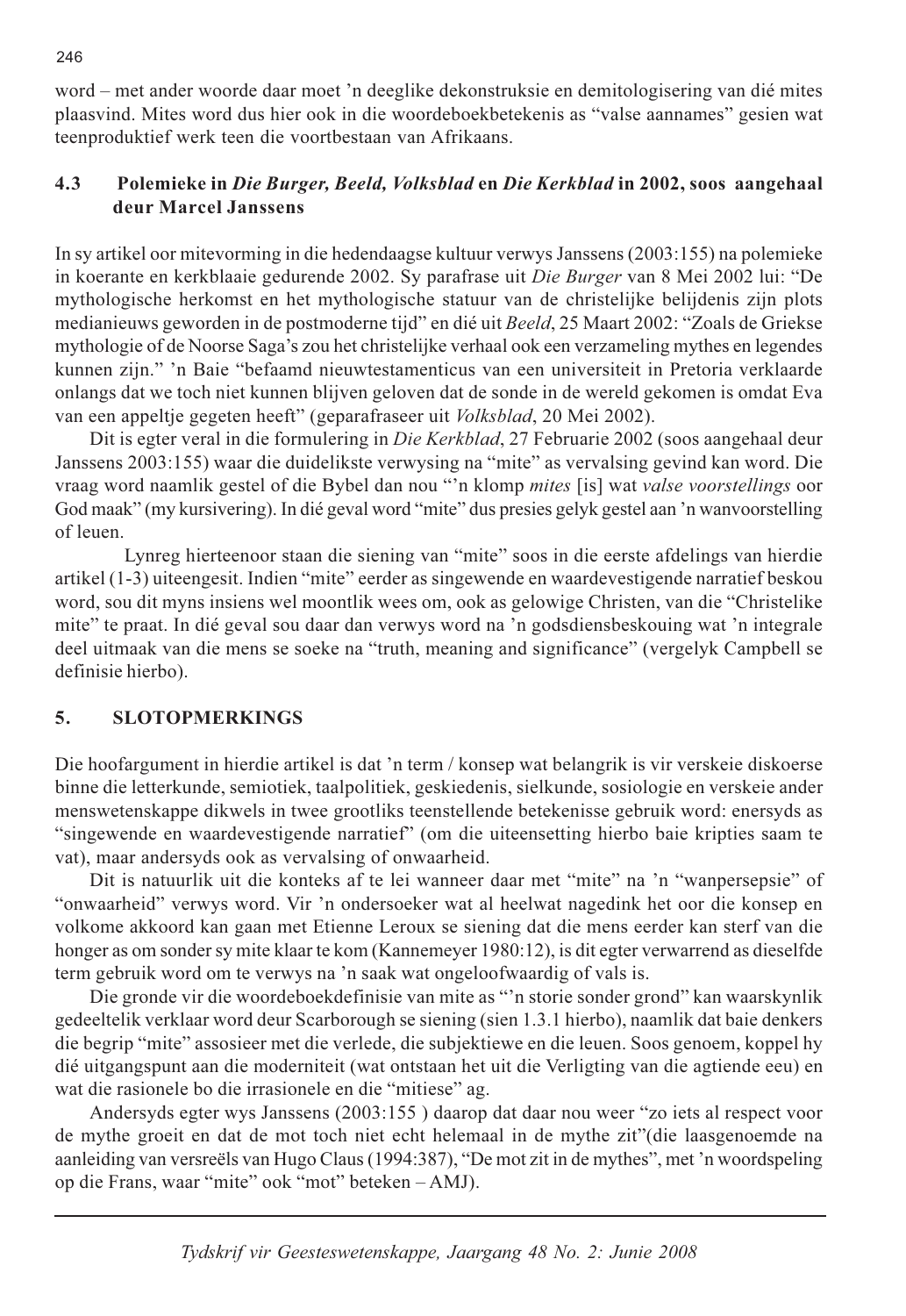word – met ander woorde daar moet 'n deeglike dekonstruksie en demitologisering van dié mites plaasvind. Mites word dus hier ook in die woordeboekbetekenis as "valse aannames" gesien wat teenproduktief werk teen die voortbestaan van Afrikaans.

### 4.3 Polemieke in *Die Burger, Beeld, Volksblad* en *Die Kerkblad* in 2002, soos aangehaal deur Marcel Janssens

In sy artikel oor mitevorming in die hedendaagse kultuur verwys Janssens (2003:155) na polemieke in koerante en kerkblaaie gedurende 2002. Sy parafrase uit *Die Burger* van 8 Mei 2002 lui: "De mythologische herkomst en het mythologische statuur van de christelijke belijdenis zijn plots medianieuws geworden in de postmoderne tijd" en dié uit *Beeld*, 25 Maart 2002: "Zoals de Griekse mythologie of de Noorse Saga's zou het christelijke verhaal ook een verzameling mythes en legendes kunnen zijn." 'n Baie "befaamd nieuwtestamenticus van een universiteit in Pretoria verklaarde onlangs dat we toch niet kunnen blijven geloven dat de sonde in de wereld gekomen is omdat Eva van een appeltje gegeten heeft" (geparafraseer uit *Volksblad*, 20 Mei 2002).

Dit is egter veral in die formulering in *Die Kerkblad*, 27 Februarie 2002 (soos aangehaal deur Janssens 2003:155) waar die duidelikste verwysing na "mite" as vervalsing gevind kan word. Die vraag word naamlik gestel of die Bybel dan nou "'n klomp *mites* [is] wat *valse voorstellings* oor God maak" (my kursivering). In dié geval word "mite" dus presies gelyk gestel aan 'n wanvoorstelling of leuen.

Lynreg hierteenoor staan die siening van "mite" soos in die eerste afdelings van hierdie artikel (1-3) uiteengesit. Indien "mite" eerder as singewende en waardevestigende narratief beskou word, sou dit myns insiens wel moontlik wees om, ook as gelowige Christen, van die "Christelike mite" te praat. In dié geval sou daar dan verwys word na 'n godsdiensbeskouing wat 'n integrale deel uitmaak van die mens se soeke na "truth, meaning and significance" (vergelyk Campbell se definisie hierbo).

## 5. SLOTOPMERKINGS

Die hoofargument in hierdie artikel is dat 'n term / konsep wat belangrik is vir verskeie diskoerse binne die letterkunde, semiotiek, taalpolitiek, geskiedenis, sielkunde, sosiologie en verskeie ander menswetenskappe dikwels in twee grootliks teenstellende betekenisse gebruik word: enersyds as "singewende en waardevestigende narratief" (om die uiteensetting hierbo baie kripties saam te vat), maar andersyds ook as vervalsing of onwaarheid.

Dit is natuurlik uit die konteks af te lei wanneer daar met "mite" na 'n "wanpersepsie" of "onwaarheid" verwys word. Vir 'n ondersoeker wat al heelwat nagedink het oor die konsep en volkome akkoord kan gaan met Etienne Leroux se siening dat die mens eerder kan sterf van die honger as om sonder sy mite klaar te kom (Kannemeyer 1980:12), is dit egter verwarrend as dieselfde term gebruik word om te verwys na 'n saak wat ongeloofwaardig of vals is.

Die gronde vir die woordeboekdefinisie van mite as "'n storie sonder grond" kan waarskynlik gedeeltelik verklaar word deur Scarborough se siening (sien 1.3.1 hierbo), naamlik dat baie denkers die begrip "mite" assosieer met die verlede, die subjektiewe en die leuen. Soos genoem, koppel hy dié uitgangspunt aan die moderniteit (wat ontstaan het uit die Verligting van die agtiende eeu) en wat die rasionele bo die irrasionele en die "mitiese" ag.

Andersyds egter wys Janssens (2003:155 ) daarop dat daar nou weer "zo iets al respect voor de mythe groeit en dat de mot toch niet echt helemaal in de mythe zit"(die laasgenoemde na aanleiding van versreëls van Hugo Claus (1994:387), "De mot zit in de mythes", met 'n woordspeling op die Frans, waar "mite" ook "mot" beteken – AMJ).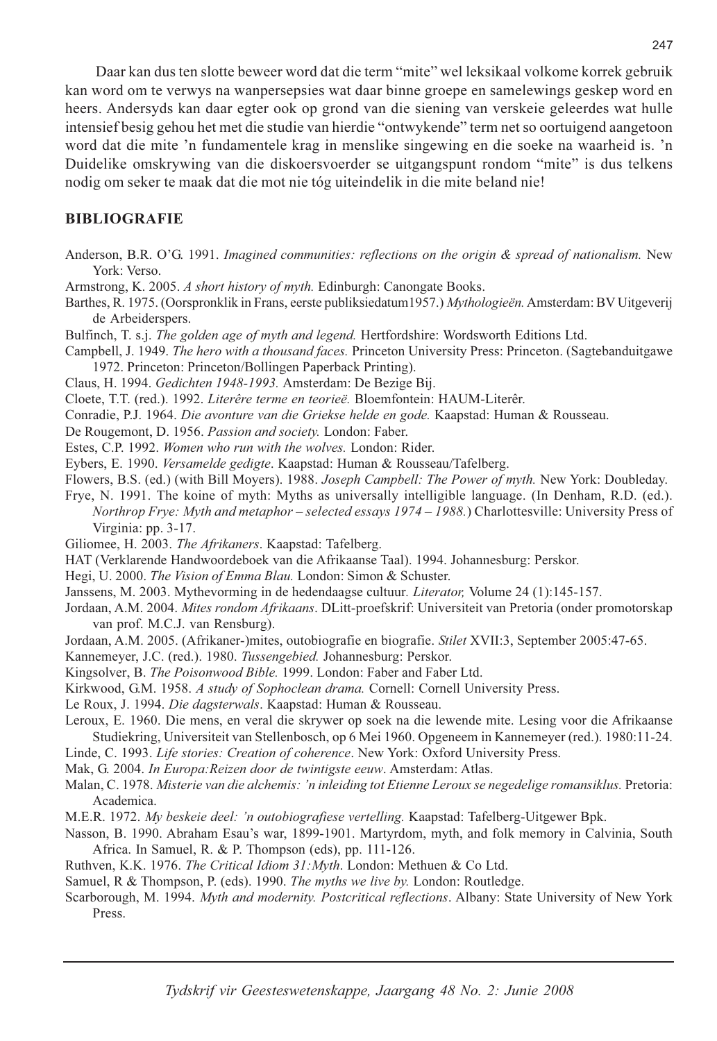Daar kan dus ten slotte beweer word dat die term "mite" wel leksikaal volkome korrek gebruik kan word om te verwys na wanpersepsies wat daar binne groepe en samelewings geskep word en heers. Andersyds kan daar egter ook op grond van die siening van verskeie geleerdes wat hulle intensief besig gehou het met die studie van hierdie "ontwykende" term net so oortuigend aangetoon word dat die mite 'n fundamentele krag in menslike singewing en die soeke na waarheid is. 'n Duidelike omskrywing van die diskoersvoerder se uitgangspunt rondom "mite" is dus telkens nodig om seker te maak dat die mot nie tóg uiteindelik in die mite beland nie!

## BIBLIOGRAFIE

Anderson, B.R. O'G. 1991. *Imagined communities: reflections on the origin & spread of nationalism.* New York: Verso.

Armstrong, K. 2005. *A short history of myth.* Edinburgh: Canongate Books.

Barthes, R. 1975. (Oorspronklik in Frans, eerste publiksiedatum1957.) *Mythologieën.* Amsterdam: BV Uitgeverij de Arbeiderspers.

Bulfinch, T. s.j. *The golden age of myth and legend.* Hertfordshire: Wordsworth Editions Ltd.

Campbell, J. 1949. *The hero with a thousand faces.* Princeton University Press: Princeton. (Sagtebanduitgawe 1972. Princeton: Princeton/Bollingen Paperback Printing).

Claus, H. 1994. *Gedichten 1948-1993.* Amsterdam: De Bezige Bij.

Cloete, T.T. (red.). 1992. *Literêre terme en teorieë.* Bloemfontein: HAUM-Literêr.

Conradie, P.J. 1964. *Die avonture van die Griekse helde en gode.* Kaapstad: Human & Rousseau.

De Rougemont, D. 1956. *Passion and society.* London: Faber.

Estes, C.P. 1992. *Women who run with the wolves.* London: Rider.

Eybers, E. 1990. *Versamelde gedigte*. Kaapstad: Human & Rousseau/Tafelberg.

Flowers, B.S. (ed.) (with Bill Moyers). 1988. *Joseph Campbell: The Power of myth.* New York: Doubleday.

Frye, N. 1991. The koine of myth: Myths as universally intelligible language. (In Denham, R.D. (ed.). *Northrop Frye: Myth and metaphor – selected essays 1974 – 1988.*) Charlottesville: University Press of Virginia: pp. 3-17.

Giliomee, H. 2003. *The Afrikaners*. Kaapstad: Tafelberg.

HAT (Verklarende Handwoordeboek van die Afrikaanse Taal). 1994. Johannesburg: Perskor.

Hegi, U. 2000. *The Vision of Emma Blau.* London: Simon & Schuster.

Janssens, M. 2003. Mythevorming in de hedendaagse cultuur. *Literator,* Volume 24 (1):145-157.

Jordaan, A.M. 2004. *Mites rondom Afrikaans*. DLitt-proefskrif: Universiteit van Pretoria (onder promotorskap van prof. M.C.J. van Rensburg).

Jordaan, A.M. 2005. (Afrikaner-)mites, outobiografie en biografie. *Stilet* XVII:3, September 2005:47-65.

Kannemeyer, J.C. (red.). 1980. *Tussengebied.* Johannesburg: Perskor.

Kingsolver, B. *The Poisonwood Bible.* 1999. London: Faber and Faber Ltd.

Kirkwood, G.M. 1958. *A study of Sophoclean drama.* Cornell: Cornell University Press.

Le Roux, J. 1994. *Die dagsterwals*. Kaapstad: Human & Rousseau.

Leroux, E. 1960. Die mens, en veral die skrywer op soek na die lewende mite. Lesing voor die Afrikaanse Studiekring, Universiteit van Stellenbosch, op 6 Mei 1960. Opgeneem in Kannemeyer (red.). 1980:11-24.

Linde, C. 1993. *Life stories: Creation of coherence*. New York: Oxford University Press.

Mak, G. 2004. *In Europa:Reizen door de twintigste eeuw*. Amsterdam: Atlas.

Malan, C. 1978. *Misterie van die alchemis: 'n inleiding tot Etienne Leroux se negedelige romansiklus.* Pretoria: Academica.

M.E.R. 1972. *My beskeie deel: 'n outobiografiese vertelling.* Kaapstad: Tafelberg-Uitgewer Bpk.

Nasson, B. 1990. Abraham Esau's war, 1899-1901. Martyrdom, myth, and folk memory in Calvinia, South Africa. In Samuel, R. & P. Thompson (eds), pp. 111-126.

Ruthven, K.K. 1976. *The Critical Idiom 31:Myth*. London: Methuen & Co Ltd.

Samuel, R & Thompson, P. (eds). 1990. *The myths we live by.* London: Routledge.

Scarborough, M. 1994. *Myth and modernity. Postcritical reflections*. Albany: State University of New York Press.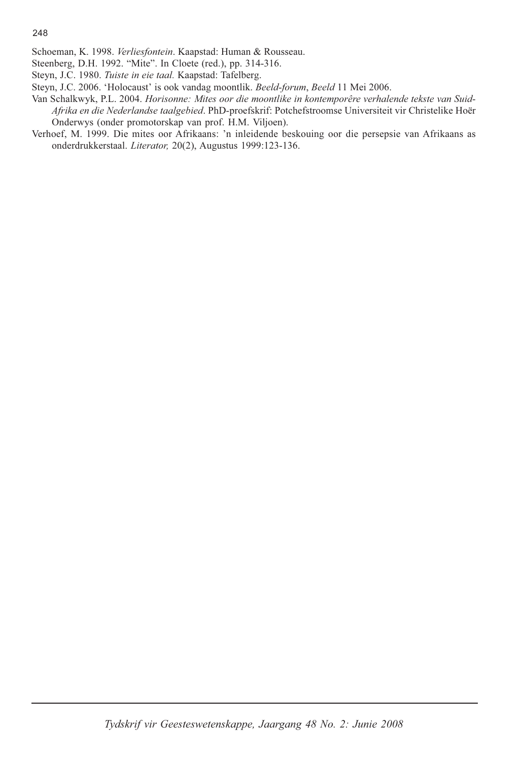Schoeman, K. 1998. *Verliesfontein*. Kaapstad: Human & Rousseau.

Steenberg, D.H. 1992. "Mite". In Cloete (red.), pp. 314-316.

Steyn, J.C. 1980. *Tuiste in eie taal.* Kaapstad: Tafelberg.

Steyn, J.C. 2006. 'Holocaust' is ook vandag moontlik. *Beeld-forum*, *Beeld* 11 Mei 2006.

Van Schalkwyk, P.L. 2004. *Horisonne: Mites oor die moontlike in kontemporêre verhalende tekste van Suid-Afrika en die Nederlandse taalgebied*. PhD-proefskrif: Potchefstroomse Universiteit vir Christelike Hoër Onderwys (onder promotorskap van prof. H.M. Viljoen).

Verhoef, M. 1999. Die mites oor Afrikaans: 'n inleidende beskouing oor die persepsie van Afrikaans as onderdrukkerstaal. *Literator,* 20(2), Augustus 1999:123-136.